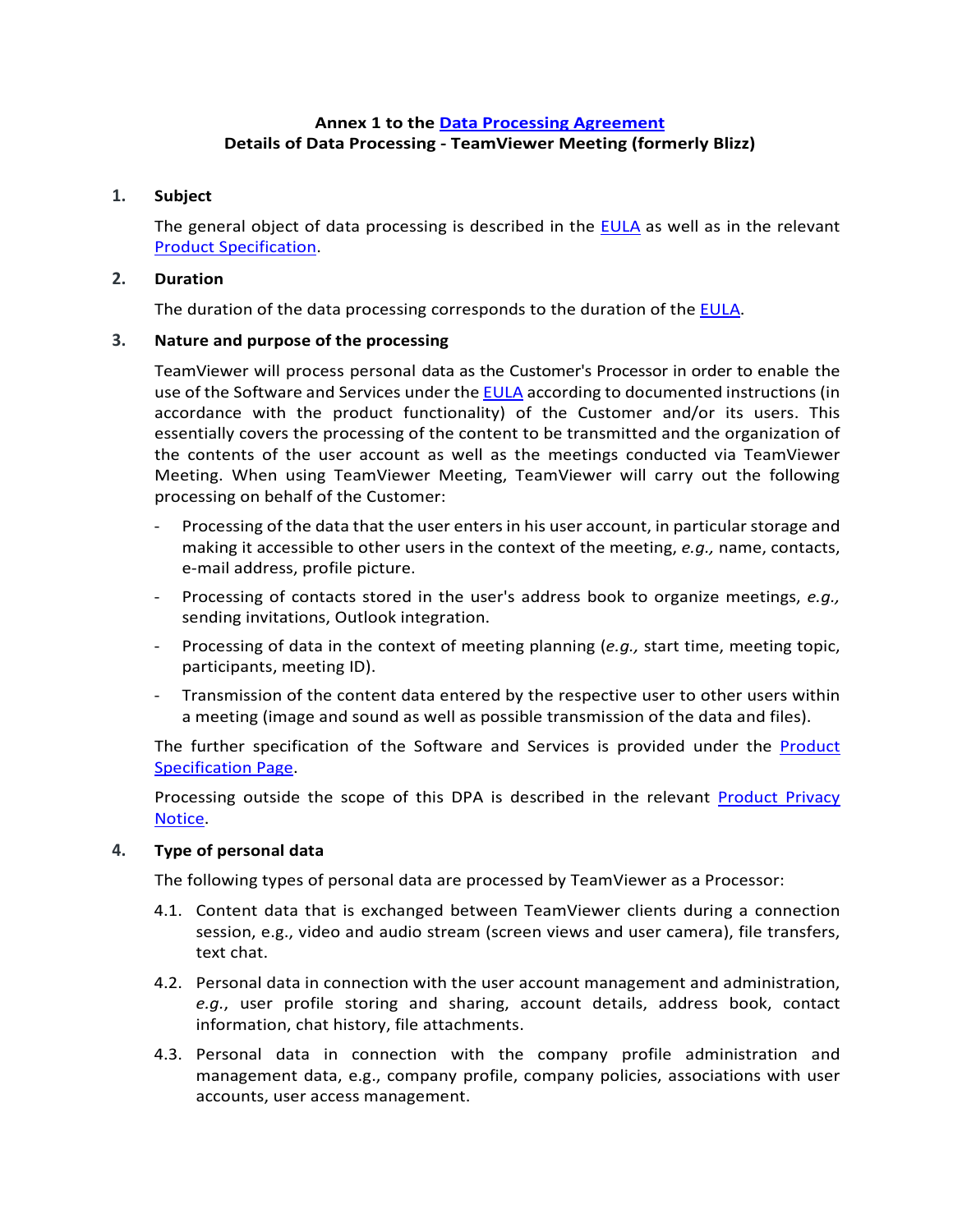**Annex 1 to the Data Processing Agreement**
**Details of Data Processing - TeamViewer Meeting (formerly Blizz)**

## 1. Subject

The general object of data processing is described in the EULA as well as in the relevant Product Specification.

## 2. Duration

The duration of the data processing corresponds to the duration of the EULA.

## 3. Nature and purpose of the processing

TeamViewer will process personal data as the Customer's Processor in order to enable the use of the Software and Services under the EULA according to documented instructions (in accordance with the product functionality) of the Customer and/or its users. This essentially covers the processing of the content to be transmitted and the organization of the contents of the user account as well as the meetings conducted via TeamViewer Meeting. When using TeamViewer Meeting, TeamViewer will carry out the following processing on behalf of the Customer:

- Processing of the data that the user enters in his user account, in particular storage and making it accessible to other users in the context of the meeting, *e.g.,* name, contacts, e-mail address, profile picture.
- Processing of contacts stored in the user's address book to organize meetings, *e.g.,* sending invitations, Outlook integration.
- Processing of data in the context of meeting planning (*e.g.,* start time, meeting topic, participants, meeting ID).
- Transmission of the content data entered by the respective user to other users within a meeting (image and sound as well as possible transmission of the data and files).

The further specification of the Software and Services is provided under the Product Specification Page.

Processing outside the scope of this DPA is described in the relevant Product Privacy Notice.

## 4. Type of personal data

The following types of personal data are processed by TeamViewer as a Processor:

4.1. Content data that is exchanged between TeamViewer clients during a connection session, e.g., video and audio stream (screen views and user camera), file transfers, text chat.

4.2. Personal data in connection with the user account management and administration, *e.g.*, user profile storing and sharing, account details, address book, contact information, chat history, file attachments.

4.3. Personal data in connection with the company profile administration and management data, e.g., company profile, company policies, associations with user accounts, user access management.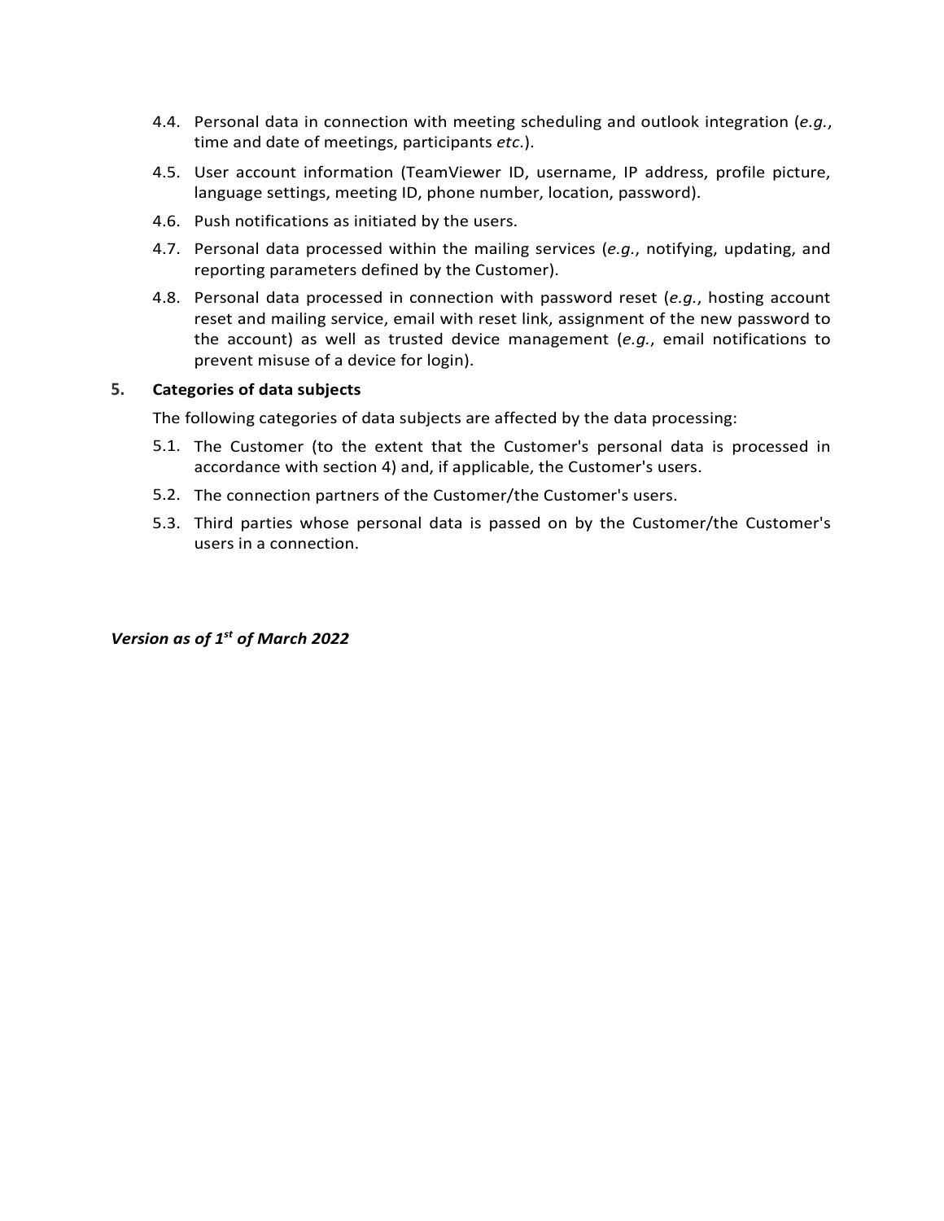4.4. Personal data in connection with meeting scheduling and outlook integration (*e.g.*, time and date of meetings, participants *etc*.).

4.5. User account information (TeamViewer ID, username, IP address, profile picture, language settings, meeting ID, phone number, location, password).

4.6. Push notifications as initiated by the users.

4.7. Personal data processed within the mailing services (*e.g.*, notifying, updating, and reporting parameters defined by the Customer).

4.8. Personal data processed in connection with password reset (*e.g.*, hosting account reset and mailing service, email with reset link, assignment of the new password to the account) as well as trusted device management (*e.g.*, email notifications to prevent misuse of a device for login).

## 5. Categories of data subjects

The following categories of data subjects are affected by the data processing:

5.1. The Customer (to the extent that the Customer's personal data is processed in accordance with section 4) and, if applicable, the Customer's users.

5.2. The connection partners of the Customer/the Customer's users.

5.3. Third parties whose personal data is passed on by the Customer/the Customer's users in a connection.

***Version as of 1st of March 2022***